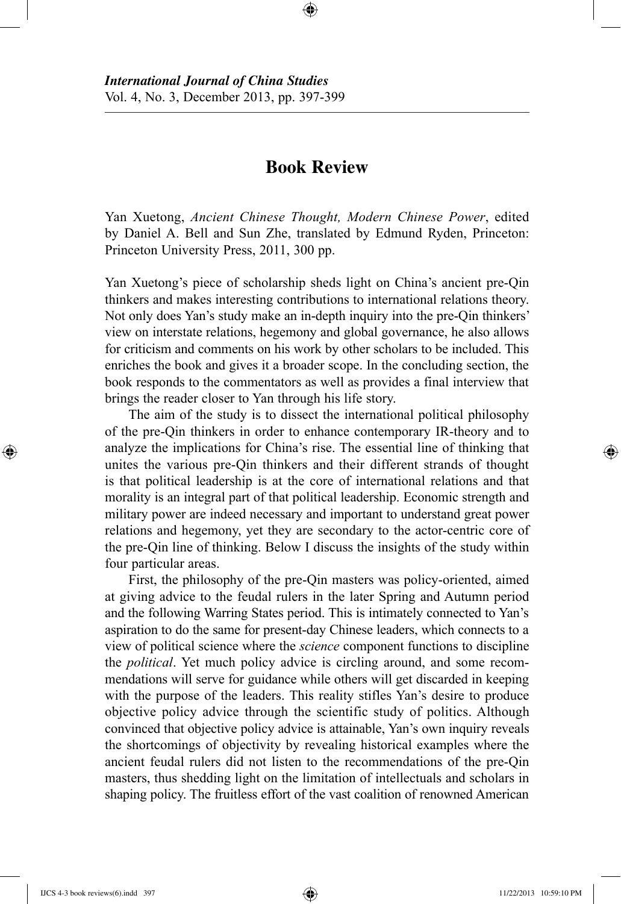# Book Review

Yan Xuetong, *Ancient Chinese Thought, Modern Chinese Power*, edited by Daniel A. Bell and Sun Zhe, translated by Edmund Ryden, Princeton: Princeton University Press, 2011, 300 pp.

Yan Xuetong's piece of scholarship sheds light on China's ancient pre-Qin thinkers and makes interesting contributions to international relations theory. Not only does Yan's study make an in-depth inquiry into the pre-Qin thinkers' view on interstate relations, hegemony and global governance, he also allows for criticism and comments on his work by other scholars to be included. This enriches the book and gives it a broader scope. In the concluding section, the book responds to the commentators as well as provides a final interview that brings the reader closer to Yan through his life story.

The aim of the study is to dissect the international political philosophy of the pre-Qin thinkers in order to enhance contemporary IR-theory and to analyze the implications for China's rise. The essential line of thinking that unites the various pre-Qin thinkers and their different strands of thought is that political leadership is at the core of international relations and that morality is an integral part of that political leadership. Economic strength and military power are indeed necessary and important to understand great power relations and hegemony, yet they are secondary to the actor-centric core of the pre-Qin line of thinking. Below I discuss the insights of the study within four particular areas.

First, the philosophy of the pre-Qin masters was policy-oriented, aimed at giving advice to the feudal rulers in the later Spring and Autumn period and the following Warring States period. This is intimately connected to Yan's aspiration to do the same for present-day Chinese leaders, which connects to a view of political science where the *science* component functions to discipline the *political*. Yet much policy advice is circling around, and some recommendations will serve for guidance while others will get discarded in keeping with the purpose of the leaders. This reality stifles Yan's desire to produce objective policy advice through the scientific study of politics. Although convinced that objective policy advice is attainable, Yan's own inquiry reveals the shortcomings of objectivity by revealing historical examples where the ancient feudal rulers did not listen to the recommendations of the pre-Qin masters, thus shedding light on the limitation of intellectuals and scholars in shaping policy. The fruitless effort of the vast coalition of renowned American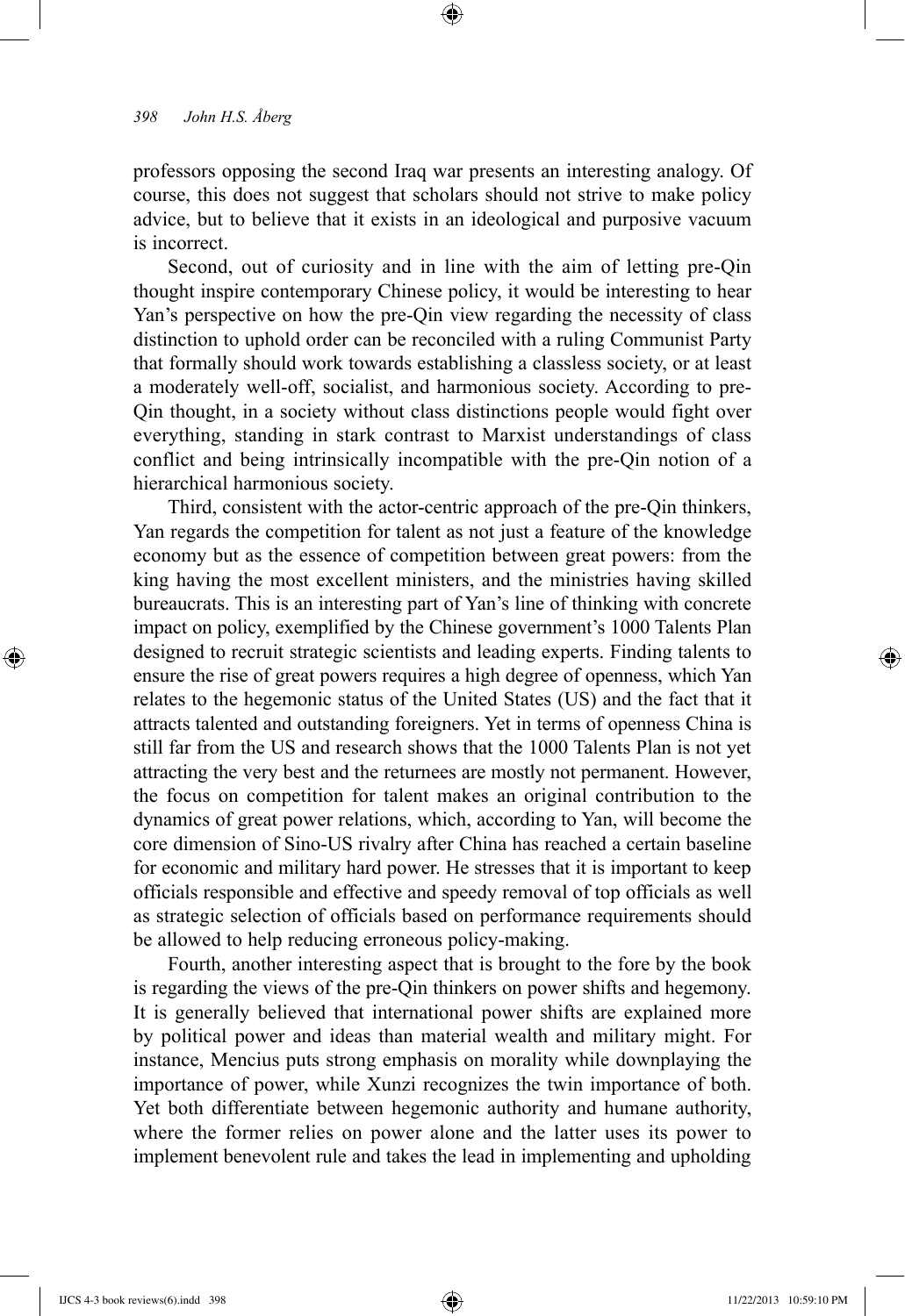professors opposing the second Iraq war presents an interesting analogy. Of course, this does not suggest that scholars should not strive to make policy advice, but to believe that it exists in an ideological and purposive vacuum is incorrect.

Second, out of curiosity and in line with the aim of letting pre-Qin thought inspire contemporary Chinese policy, it would be interesting to hear Yan's perspective on how the pre-Qin view regarding the necessity of class distinction to uphold order can be reconciled with a ruling Communist Party that formally should work towards establishing a classless society, or at least a moderately well-off, socialist, and harmonious society. According to pre-Qin thought, in a society without class distinctions people would fight over everything, standing in stark contrast to Marxist understandings of class conflict and being intrinsically incompatible with the pre-Qin notion of a hierarchical harmonious society.

Third, consistent with the actor-centric approach of the pre-Qin thinkers, Yan regards the competition for talent as not just a feature of the knowledge economy but as the essence of competition between great powers: from the king having the most excellent ministers, and the ministries having skilled bureaucrats. This is an interesting part of Yan's line of thinking with concrete impact on policy, exemplified by the Chinese government's 1000 Talents Plan designed to recruit strategic scientists and leading experts. Finding talents to ensure the rise of great powers requires a high degree of openness, which Yan relates to the hegemonic status of the United States (US) and the fact that it attracts talented and outstanding foreigners. Yet in terms of openness China is still far from the US and research shows that the 1000 Talents Plan is not yet attracting the very best and the returnees are mostly not permanent. However, the focus on competition for talent makes an original contribution to the dynamics of great power relations, which, according to Yan, will become the core dimension of Sino-US rivalry after China has reached a certain baseline for economic and military hard power. He stresses that it is important to keep officials responsible and effective and speedy removal of top officials as well as strategic selection of officials based on performance requirements should be allowed to help reducing erroneous policy-making.

Fourth, another interesting aspect that is brought to the fore by the book is regarding the views of the pre-Qin thinkers on power shifts and hegemony. It is generally believed that international power shifts are explained more by political power and ideas than material wealth and military might. For instance, Mencius puts strong emphasis on morality while downplaying the importance of power, while Xunzi recognizes the twin importance of both. Yet both differentiate between hegemonic authority and humane authority, where the former relies on power alone and the latter uses its power to implement benevolent rule and takes the lead in implementing and upholding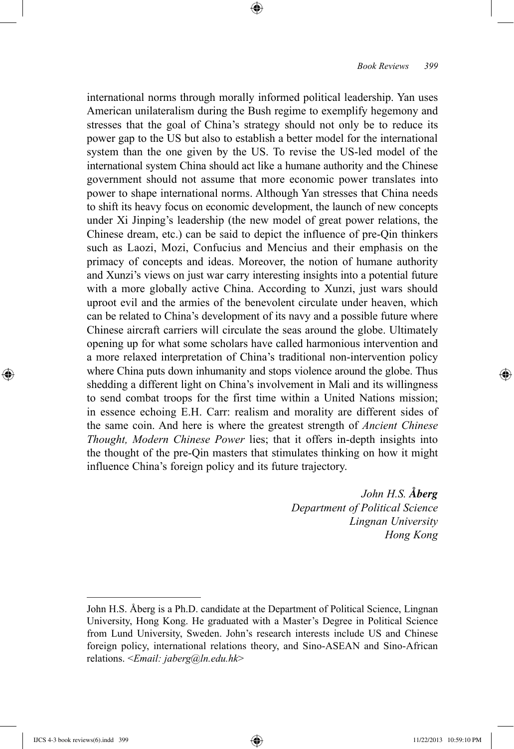international norms through morally informed political leadership. Yan uses American unilateralism during the Bush regime to exemplify hegemony and stresses that the goal of China's strategy should not only be to reduce its power gap to the US but also to establish a better model for the international system than the one given by the US. To revise the US-led model of the international system China should act like a humane authority and the Chinese government should not assume that more economic power translates into power to shape international norms. Although Yan stresses that China needs to shift its heavy focus on economic development, the launch of new concepts under Xi Jinping's leadership (the new model of great power relations, the Chinese dream, etc.) can be said to depict the influence of pre-Qin thinkers such as Laozi, Mozi, Confucius and Mencius and their emphasis on the primacy of concepts and ideas. Moreover, the notion of humane authority and Xunzi's views on just war carry interesting insights into a potential future with a more globally active China. According to Xunzi, just wars should uproot evil and the armies of the benevolent circulate under heaven, which can be related to China's development of its navy and a possible future where Chinese aircraft carriers will circulate the seas around the globe. Ultimately opening up for what some scholars have called harmonious intervention and a more relaxed interpretation of China's traditional non-intervention policy where China puts down inhumanity and stops violence around the globe. Thus shedding a different light on China's involvement in Mali and its willingness to send combat troops for the first time within a United Nations mission; in essence echoing E.H. Carr: realism and morality are different sides of the same coin. And here is where the greatest strength of *Ancient Chinese Thought, Modern Chinese Power* lies; that it offers in-depth insights into the thought of the pre-Qin masters that stimulates thinking on how it might influence China's foreign policy and its future trajectory.

*John H.S.* ***Åberg***
*Department of Political Science*
*Lingnan University*
*Hong Kong*

---

John H.S. Åberg is a Ph.D. candidate at the Department of Political Science, Lingnan University, Hong Kong. He graduated with a Master's Degree in Political Science from Lund University, Sweden. John's research interests include US and Chinese foreign policy, international relations theory, and Sino-ASEAN and Sino-African relations. <*Email: jaberg@ln.edu.hk*>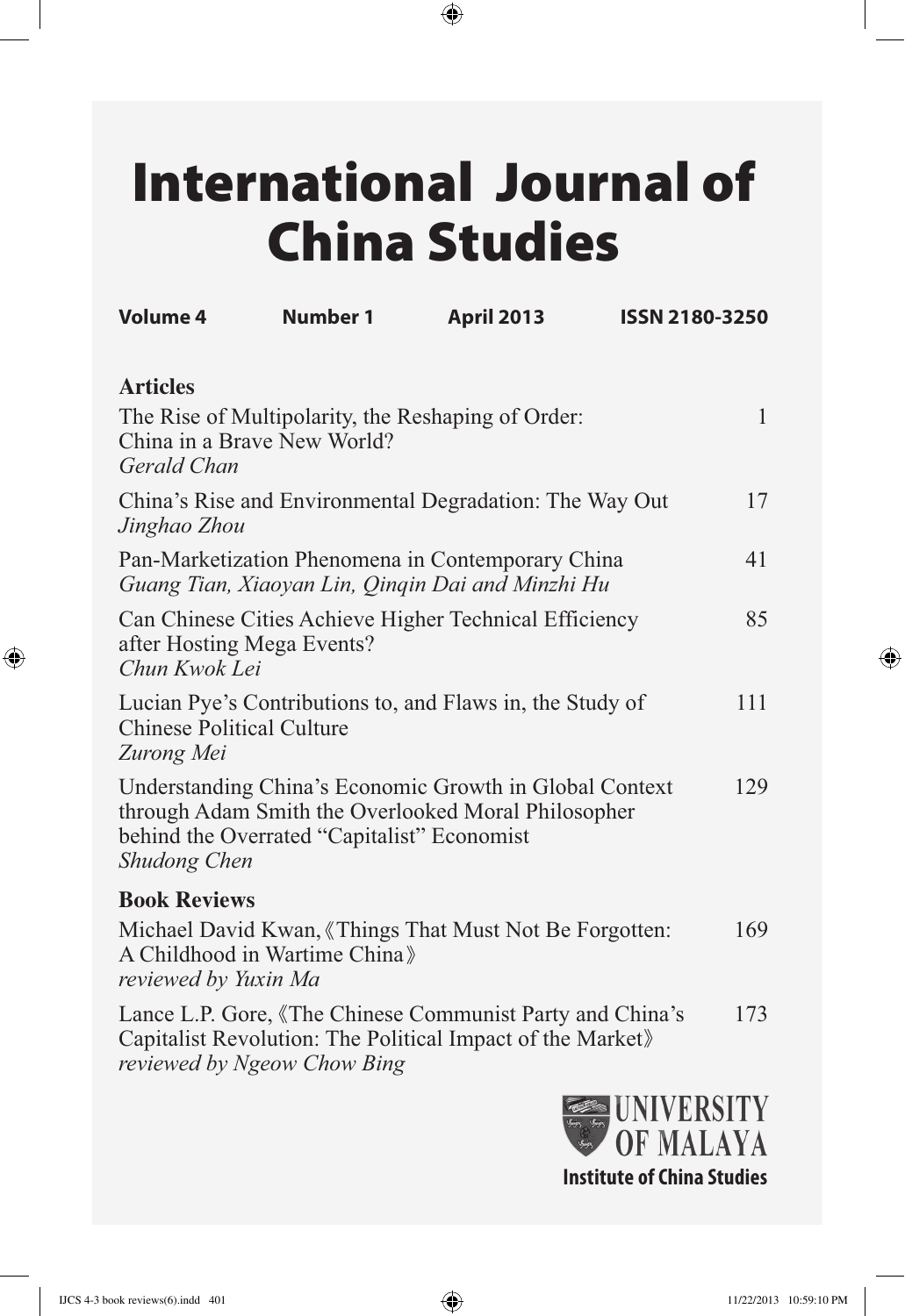# International Journal of China Studies

**Volume 4** **Number 1** **April 2013** **ISSN 2180-3250**

## Articles

The Rise of Multipolarity, the Reshaping of Order: China in a Brave New World? — 1
*Gerald Chan*

China's Rise and Environmental Degradation: The Way Out — 17
*Jinghao Zhou*

Pan-Marketization Phenomena in Contemporary China — 41
*Guang Tian, Xiaoyan Lin, Qinqin Dai and Minzhi Hu*

Can Chinese Cities Achieve Higher Technical Efficiency after Hosting Mega Events? — 85
*Chun Kwok Lei*

Lucian Pye's Contributions to, and Flaws in, the Study of Chinese Political Culture — 111
*Zurong Mei*

Understanding China's Economic Growth in Global Context through Adam Smith the Overlooked Moral Philosopher behind the Overrated "Capitalist" Economist — 129
*Shudong Chen*

## Book Reviews

Michael David Kwan,《Things That Must Not Be Forgotten: A Childhood in Wartime China》 — 169
*reviewed by Yuxin Ma*

Lance L.P. Gore,《The Chinese Communist Party and China's Capitalist Revolution: The Political Impact of the Market》 — 173
*reviewed by Ngeow Chow Bing*

UNIVERSITY OF MALAYA
**Institute of China Studies**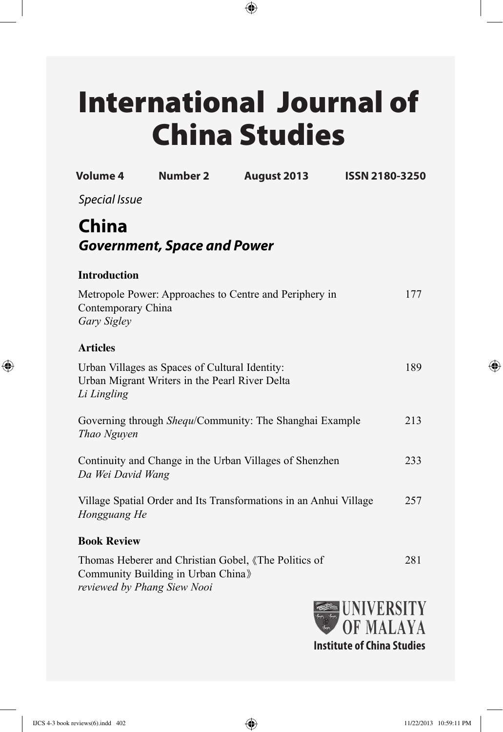# International Journal of China Studies

**Volume 4** **Number 2** **August 2013** **ISSN 2180-3250**

*Special Issue*

## China
### *Government, Space and Power*

**Introduction**

Metropole Power: Approaches to Centre and Periphery in Contemporary China — 177
*Gary Sigley*

**Articles**

Urban Villages as Spaces of Cultural Identity: Urban Migrant Writers in the Pearl River Delta — 189
*Li Lingling*

Governing through *Shequ*/Community: The Shanghai Example — 213
*Thao Nguyen*

Continuity and Change in the Urban Villages of Shenzhen — 233
*Da Wei David Wang*

Village Spatial Order and Its Transformations in an Anhui Village — 257
*Hongguang He*

**Book Review**

Thomas Heberer and Christian Gobel, 《The Politics of Community Building in Urban China》 — 281
*reviewed by Phang Siew Nooi*

UNIVERSITY OF MALAYA
**Institute of China Studies**